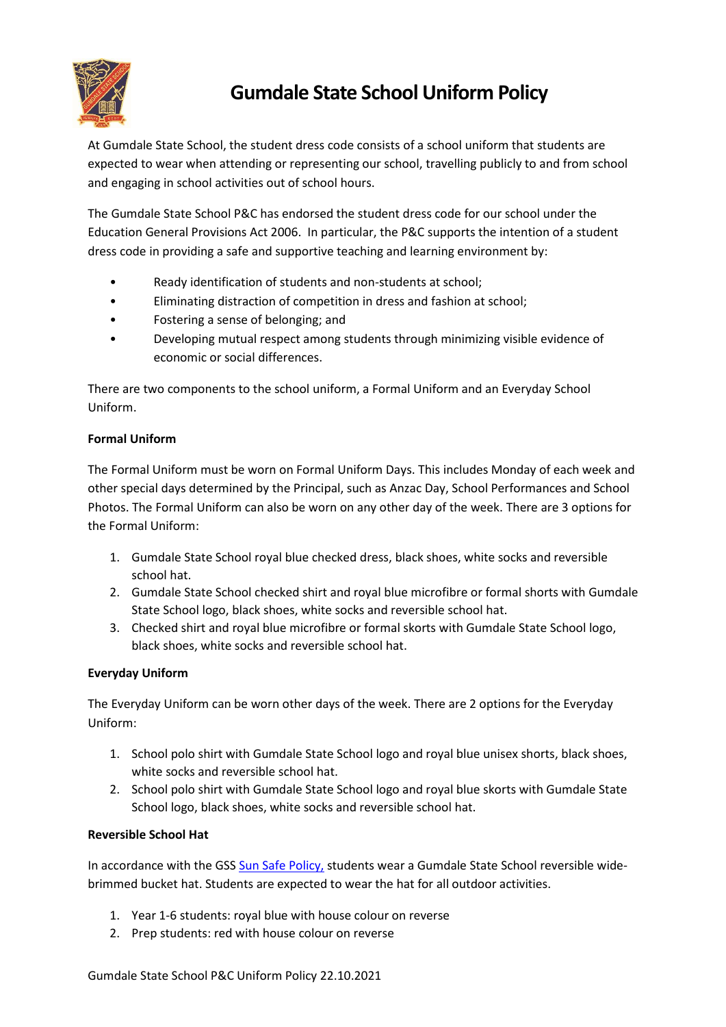# Gumdale State School Uniform Policy

At Gumdale State School, the student dress code consists of a school uniform that students are expected to wear when attending or representing our school, travelling publicly to and from school and engaging in school activities out of school hours.

The Gumdale State School P&C has endorsed the student dress code for our school under the Education General Provisions Act 2006. In particular, the P&C supports the intention of a student dress code in providing a safe and supportive teaching and learning environment by:

- Ready identification of students and non-students at school;
- Eliminating distraction of competition in dress and fashion at school;
- Fostering a sense of belonging; and
- Developing mutual respect among students through minimizing visible evidence of economic or social differences.

There are two components to the school uniform, a Formal Uniform and an Everyday School Uniform.

**Formal Uniform**

The Formal Uniform must be worn on Formal Uniform Days. This includes Monday of each week and other special days determined by the Principal, such as Anzac Day, School Performances and School Photos. The Formal Uniform can also be worn on any other day of the week. There are 3 options for the Formal Uniform:

1. Gumdale State School royal blue checked dress, black shoes, white socks and reversible school hat.
2. Gumdale State School checked shirt and royal blue microfibre or formal shorts with Gumdale State School logo, black shoes, white socks and reversible school hat.
3. Checked shirt and royal blue microfibre or formal skorts with Gumdale State School logo, black shoes, white socks and reversible school hat.

**Everyday Uniform**

The Everyday Uniform can be worn other days of the week. There are 2 options for the Everyday Uniform:

1. School polo shirt with Gumdale State School logo and royal blue unisex shorts, black shoes, white socks and reversible school hat.
2. School polo shirt with Gumdale State School logo and royal blue skorts with Gumdale State School logo, black shoes, white socks and reversible school hat.

**Reversible School Hat**

In accordance with the GSS Sun Safe Policy, students wear a Gumdale State School reversible wide-brimmed bucket hat. Students are expected to wear the hat for all outdoor activities.

1. Year 1-6 students: royal blue with house colour on reverse
2. Prep students: red with house colour on reverse

Gumdale State School P&C Uniform Policy 22.10.2021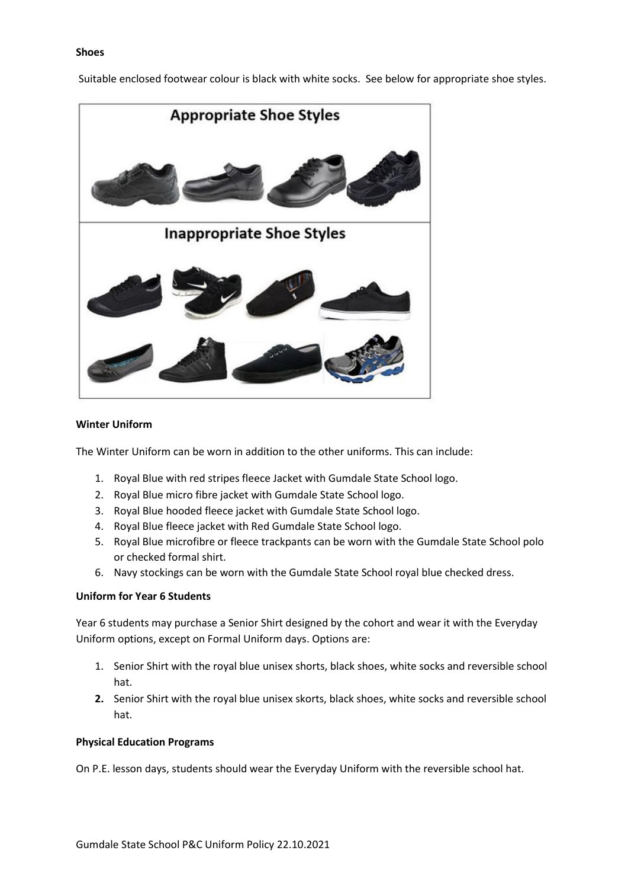**Shoes**

Suitable enclosed footwear colour is black with white socks. See below for appropriate shoe styles.

**Winter Uniform**

The Winter Uniform can be worn in addition to the other uniforms. This can include:

1. Royal Blue with red stripes fleece Jacket with Gumdale State School logo.
2. Royal Blue micro fibre jacket with Gumdale State School logo.
3. Royal Blue hooded fleece jacket with Gumdale State School logo.
4. Royal Blue fleece jacket with Red Gumdale State School logo.
5. Royal Blue microfibre or fleece trackpants can be worn with the Gumdale State School polo or checked formal shirt.
6. Navy stockings can be worn with the Gumdale State School royal blue checked dress.

**Uniform for Year 6 Students**

Year 6 students may purchase a Senior Shirt designed by the cohort and wear it with the Everyday Uniform options, except on Formal Uniform days. Options are:

1. Senior Shirt with the royal blue unisex shorts, black shoes, white socks and reversible school hat.
2. Senior Shirt with the royal blue unisex skorts, black shoes, white socks and reversible school hat.

**Physical Education Programs**

On P.E. lesson days, students should wear the Everyday Uniform with the reversible school hat.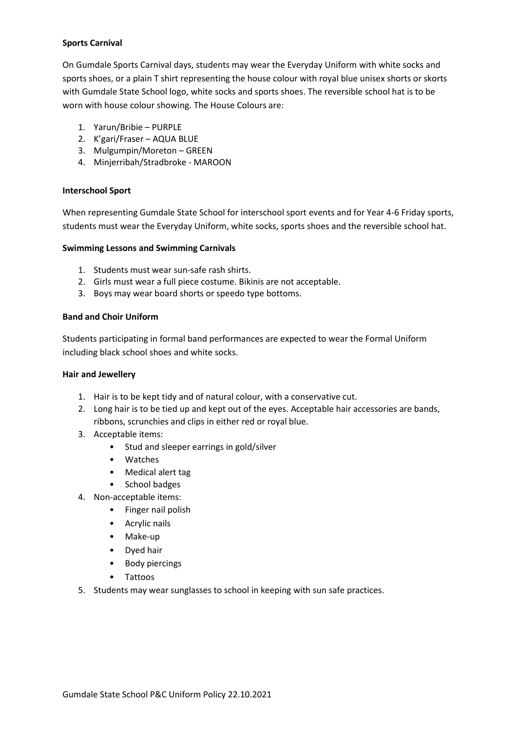**Sports Carnival**

On Gumdale Sports Carnival days, students may wear the Everyday Uniform with white socks and sports shoes, or a plain T shirt representing the house colour with royal blue unisex shorts or skorts with Gumdale State School logo, white socks and sports shoes. The reversible school hat is to be worn with house colour showing. The House Colours are:

1. Yarun/Bribie – PURPLE
2. K'gari/Fraser – AQUA BLUE
3. Mulgumpin/Moreton – GREEN
4. Minjerribah/Stradbroke - MAROON

**Interschool Sport**

When representing Gumdale State School for interschool sport events and for Year 4-6 Friday sports, students must wear the Everyday Uniform, white socks, sports shoes and the reversible school hat.

**Swimming Lessons and Swimming Carnivals**

1. Students must wear sun-safe rash shirts.
2. Girls must wear a full piece costume. Bikinis are not acceptable.
3. Boys may wear board shorts or speedo type bottoms.

**Band and Choir Uniform**

Students participating in formal band performances are expected to wear the Formal Uniform including black school shoes and white socks.

**Hair and Jewellery**

1. Hair is to be kept tidy and of natural colour, with a conservative cut.
2. Long hair is to be tied up and kept out of the eyes. Acceptable hair accessories are bands, ribbons, scrunchies and clips in either red or royal blue.
3. Acceptable items:
   - Stud and sleeper earrings in gold/silver
   - Watches
   - Medical alert tag
   - School badges
4. Non-acceptable items:
   - Finger nail polish
   - Acrylic nails
   - Make-up
   - Dyed hair
   - Body piercings
   - Tattoos
5. Students may wear sunglasses to school in keeping with sun safe practices.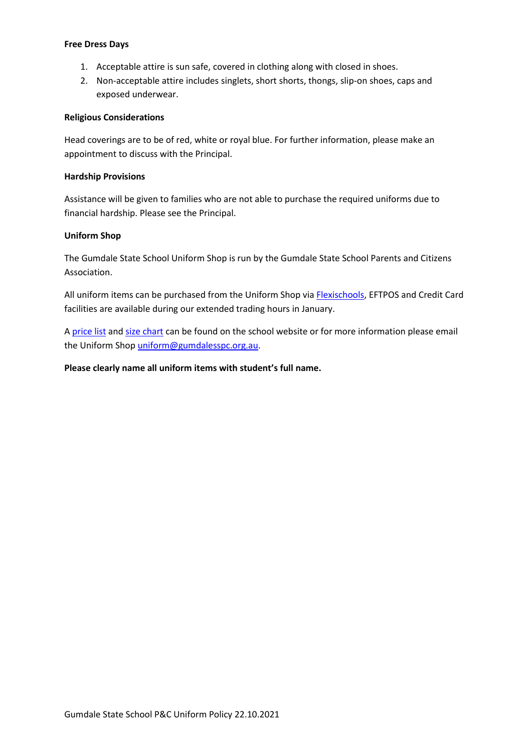**Free Dress Days**

1. Acceptable attire is sun safe, covered in clothing along with closed in shoes.
2. Non-acceptable attire includes singlets, short shorts, thongs, slip-on shoes, caps and exposed underwear.

**Religious Considerations**

Head coverings are to be of red, white or royal blue. For further information, please make an appointment to discuss with the Principal.

**Hardship Provisions**

Assistance will be given to families who are not able to purchase the required uniforms due to financial hardship. Please see the Principal.

**Uniform Shop**

The Gumdale State School Uniform Shop is run by the Gumdale State School Parents and Citizens Association.

All uniform items can be purchased from the Uniform Shop via Flexischools, EFTPOS and Credit Card facilities are available during our extended trading hours in January.

A price list and size chart can be found on the school website or for more information please email the Uniform Shop uniform@gumdalesspc.org.au.

**Please clearly name all uniform items with student's full name.**

Gumdale State School P&C Uniform Policy 22.10.2021